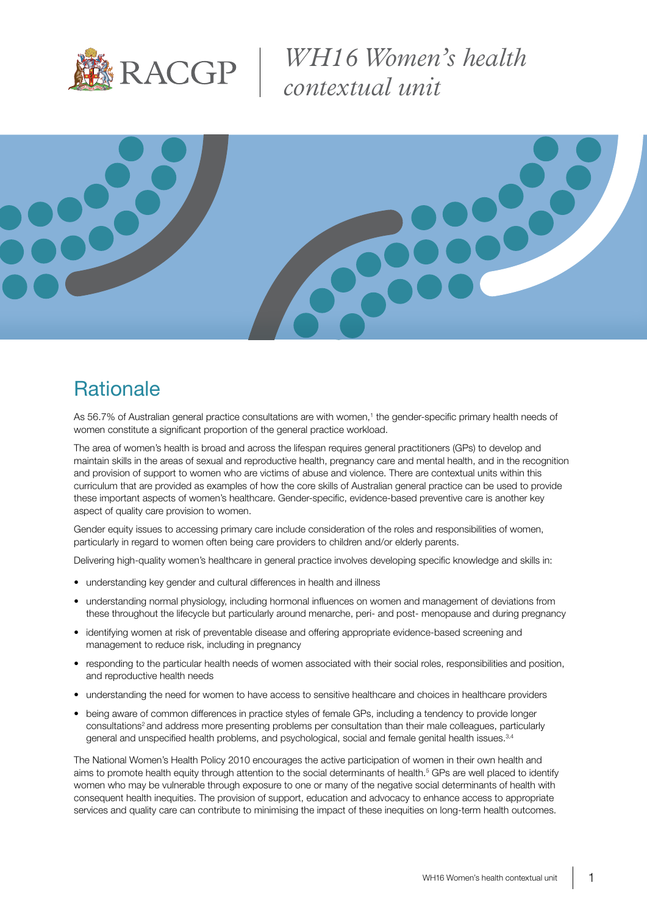# WH16 Women's health contextual unit

## Rationale

As 56.7% of Australian general practice consultations are with women,[1] the gender-specific primary health needs of women constitute a significant proportion of the general practice workload.

The area of women's health is broad and across the lifespan requires general practitioners (GPs) to develop and maintain skills in the areas of sexual and reproductive health, pregnancy care and mental health, and in the recognition and provision of support to women who are victims of abuse and violence. There are contextual units within this curriculum that are provided as examples of how the core skills of Australian general practice can be used to provide these important aspects of women's healthcare. Gender-specific, evidence-based preventive care is another key aspect of quality care provision to women.

Gender equity issues to accessing primary care include consideration of the roles and responsibilities of women, particularly in regard to women often being care providers to children and/or elderly parents.

Delivering high-quality women's healthcare in general practice involves developing specific knowledge and skills in:

- understanding key gender and cultural differences in health and illness
- understanding normal physiology, including hormonal influences on women and management of deviations from these throughout the lifecycle but particularly around menarche, peri- and post- menopause and during pregnancy
- identifying women at risk of preventable disease and offering appropriate evidence-based screening and management to reduce risk, including in pregnancy
- responding to the particular health needs of women associated with their social roles, responsibilities and position, and reproductive health needs
- understanding the need for women to have access to sensitive healthcare and choices in healthcare providers
- being aware of common differences in practice styles of female GPs, including a tendency to provide longer consultations[2] and address more presenting problems per consultation than their male colleagues, particularly general and unspecified health problems, and psychological, social and female genital health issues.[3,4]

The National Women's Health Policy 2010 encourages the active participation of women in their own health and aims to promote health equity through attention to the social determinants of health.[5] GPs are well placed to identify women who may be vulnerable through exposure to one or many of the negative social determinants of health with consequent health inequities. The provision of support, education and advocacy to enhance access to appropriate services and quality care can contribute to minimising the impact of these inequities on long-term health outcomes.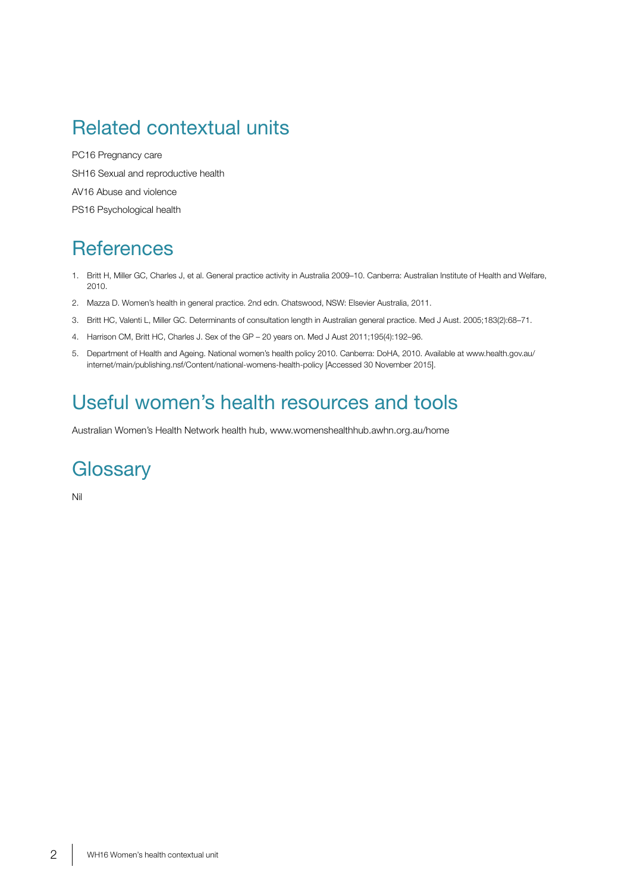## Related contextual units

PC16 Pregnancy care

SH16 Sexual and reproductive health

AV16 Abuse and violence

PS16 Psychological health

## References

1. Britt H, Miller GC, Charles J, et al. General practice activity in Australia 2009–10. Canberra: Australian Institute of Health and Welfare, 2010.
2. Mazza D. Women's health in general practice. 2nd edn. Chatswood, NSW: Elsevier Australia, 2011.
3. Britt HC, Valenti L, Miller GC. Determinants of consultation length in Australian general practice. Med J Aust. 2005;183(2):68–71.
4. Harrison CM, Britt HC, Charles J. Sex of the GP – 20 years on. Med J Aust 2011;195(4):192–96.
5. Department of Health and Ageing. National women's health policy 2010. Canberra: DoHA, 2010. Available at www.health.gov.au/internet/main/publishing.nsf/Content/national-womens-health-policy [Accessed 30 November 2015].

## Useful women's health resources and tools

Australian Women's Health Network health hub, www.womenshealthhub.awhn.org.au/home

## Glossary

Nil